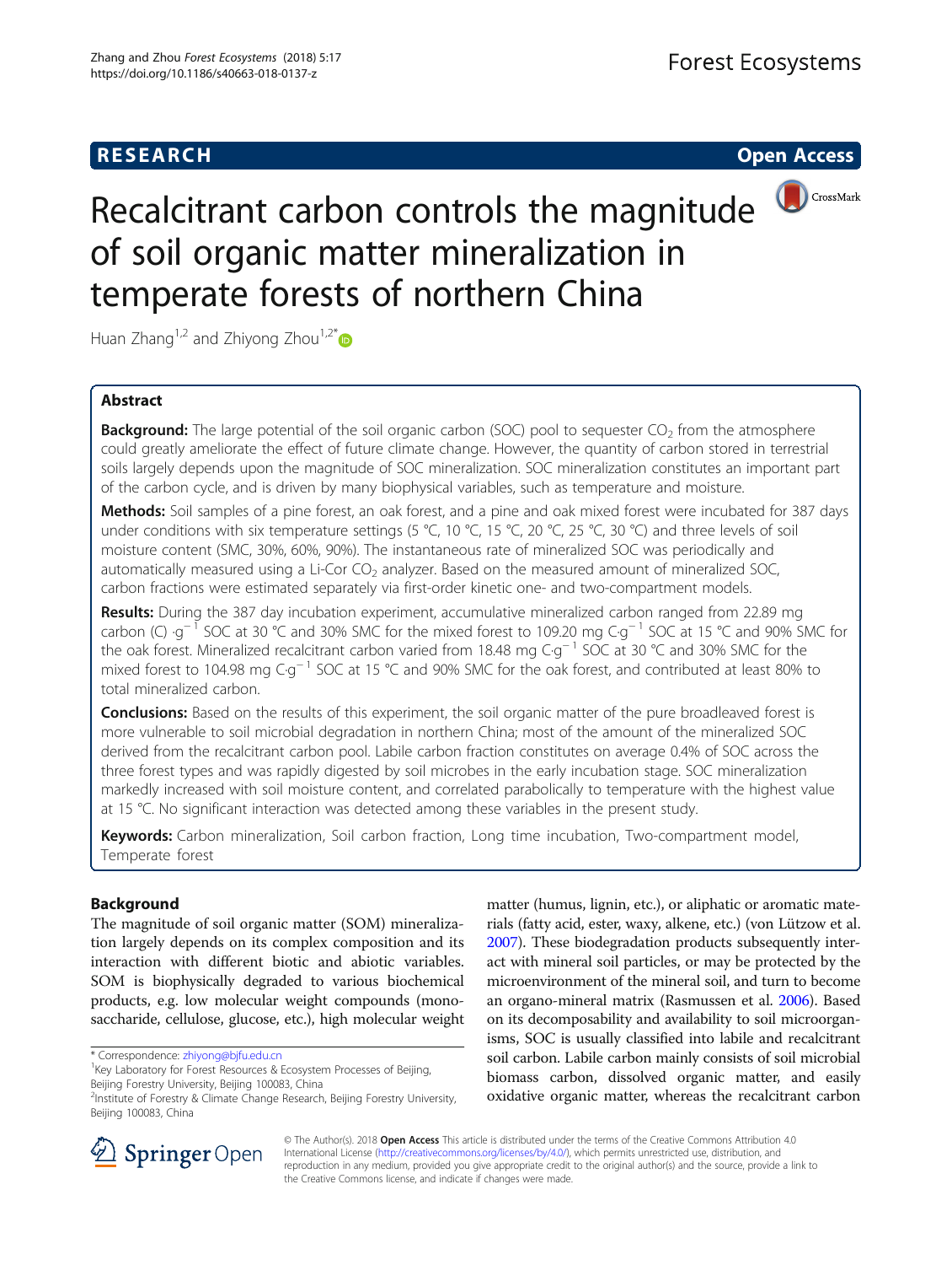**RESEARCH** **Open Access**

# Recalcitrant carbon controls the magnitude of soil organic matter mineralization in temperate forests of northern China

Huan Zhang[1,2] and Zhiyong Zhou[1,2*]

## Abstract

**Background:** The large potential of the soil organic carbon (SOC) pool to sequester $CO_2$ from the atmosphere could greatly ameliorate the effect of future climate change. However, the quantity of carbon stored in terrestrial soils largely depends upon the magnitude of SOC mineralization. SOC mineralization constitutes an important part of the carbon cycle, and is driven by many biophysical variables, such as temperature and moisture.

**Methods:** Soil samples of a pine forest, an oak forest, and a pine and oak mixed forest were incubated for 387 days under conditions with six temperature settings (5 °C, 10 °C, 15 °C, 20 °C, 25 °C, 30 °C) and three levels of soil moisture content (SMC, 30%, 60%, 90%). The instantaneous rate of mineralized SOC was periodically and automatically measured using a Li-Cor $CO_2$ analyzer. Based on the measured amount of mineralized SOC, carbon fractions were estimated separately via first-order kinetic one- and two-compartment models.

**Results:** During the 387 day incubation experiment, accumulative mineralized carbon ranged from 22.89 mg carbon (C) $\cdot g^{-1}$ SOC at 30 °C and 30% SMC for the mixed forest to 109.20 mg $C\cdot g^{-1}$ SOC at 15 °C and 90% SMC for the oak forest. Mineralized recalcitrant carbon varied from 18.48 mg $C\cdot g^{-1}$ SOC at 30 °C and 30% SMC for the mixed forest to 104.98 mg $C\cdot g^{-1}$ SOC at 15 °C and 90% SMC for the oak forest, and contributed at least 80% to total mineralized carbon.

**Conclusions:** Based on the results of this experiment, the soil organic matter of the pure broadleaved forest is more vulnerable to soil microbial degradation in northern China; most of the amount of the mineralized SOC derived from the recalcitrant carbon pool. Labile carbon fraction constitutes on average 0.4% of SOC across the three forest types and was rapidly digested by soil microbes in the early incubation stage. SOC mineralization markedly increased with soil moisture content, and correlated parabolically to temperature with the highest value at 15 °C. No significant interaction was detected among these variables in the present study.

**Keywords:** Carbon mineralization, Soil carbon fraction, Long time incubation, Two-compartment model, Temperate forest

## Background

The magnitude of soil organic matter (SOM) mineralization largely depends on its complex composition and its interaction with different biotic and abiotic variables. SOM is biophysically degraded to various biochemical products, e.g. low molecular weight compounds (monosaccharide, cellulose, glucose, etc.), high molecular weight matter (humus, lignin, etc.), or aliphatic or aromatic materials (fatty acid, ester, waxy, alkene, etc.) (von Lützow et al. 2007). These biodegradation products subsequently interact with mineral soil particles, or may be protected by the microenvironment of the mineral soil, and turn to become an organo-mineral matrix (Rasmussen et al. 2006). Based on its decomposability and availability to soil microorganisms, SOC is usually classified into labile and recalcitrant soil carbon. Labile carbon mainly consists of soil microbial biomass carbon, dissolved organic matter, and easily oxidative organic matter, whereas the recalcitrant carbon

\* Correspondence: zhiyong@bjfu.edu.cn
[1]Key Laboratory for Forest Resources & Ecosystem Processes of Beijing, Beijing Forestry University, Beijing 100083, China
[2]Institute of Forestry & Climate Change Research, Beijing Forestry University, Beijing 100083, China

© The Author(s). 2018 **Open Access** This article is distributed under the terms of the Creative Commons Attribution 4.0 International License (http://creativecommons.org/licenses/by/4.0/), which permits unrestricted use, distribution, and reproduction in any medium, provided you give appropriate credit to the original author(s) and the source, provide a link to the Creative Commons license, and indicate if changes were made.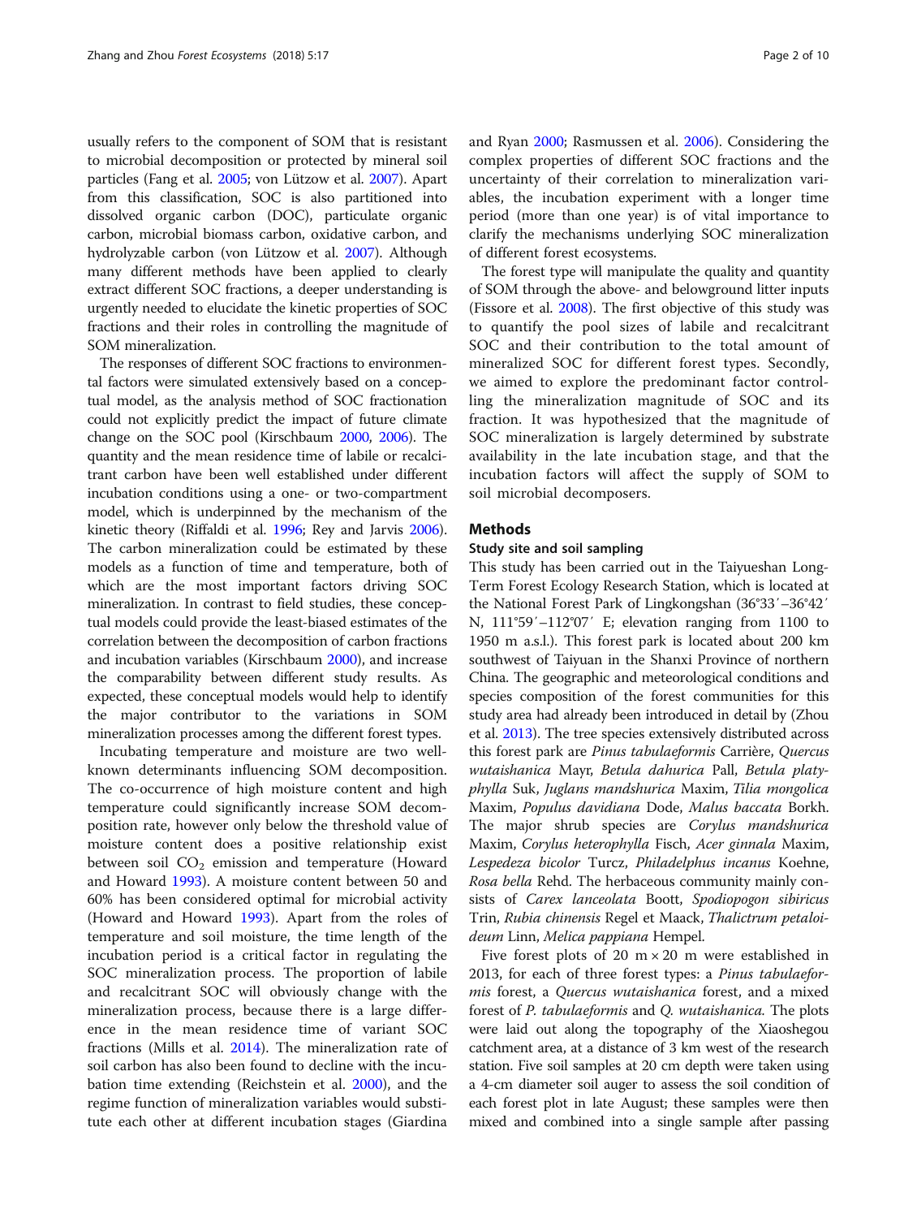usually refers to the component of SOM that is resistant to microbial decomposition or protected by mineral soil particles (Fang et al. 2005; von Lützow et al. 2007). Apart from this classification, SOC is also partitioned into dissolved organic carbon (DOC), particulate organic carbon, microbial biomass carbon, oxidative carbon, and hydrolyzable carbon (von Lützow et al. 2007). Although many different methods have been applied to clearly extract different SOC fractions, a deeper understanding is urgently needed to elucidate the kinetic properties of SOC fractions and their roles in controlling the magnitude of SOM mineralization.

The responses of different SOC fractions to environmental factors were simulated extensively based on a conceptual model, as the analysis method of SOC fractionation could not explicitly predict the impact of future climate change on the SOC pool (Kirschbaum 2000, 2006). The quantity and the mean residence time of labile or recalcitrant carbon have been well established under different incubation conditions using a one- or two-compartment model, which is underpinned by the mechanism of the kinetic theory (Riffaldi et al. 1996; Rey and Jarvis 2006). The carbon mineralization could be estimated by these models as a function of time and temperature, both of which are the most important factors driving SOC mineralization. In contrast to field studies, these conceptual models could provide the least-biased estimates of the correlation between the decomposition of carbon fractions and incubation variables (Kirschbaum 2000), and increase the comparability between different study results. As expected, these conceptual models would help to identify the major contributor to the variations in SOM mineralization processes among the different forest types.

Incubating temperature and moisture are two well-known determinants influencing SOM decomposition. The co-occurrence of high moisture content and high temperature could significantly increase SOM decomposition rate, however only below the threshold value of moisture content does a positive relationship exist between soil $CO_2$ emission and temperature (Howard and Howard 1993). A moisture content between 50 and 60% has been considered optimal for microbial activity (Howard and Howard 1993). Apart from the roles of temperature and soil moisture, the time length of the incubation period is a critical factor in regulating the SOC mineralization process. The proportion of labile and recalcitrant SOC will obviously change with the mineralization process, because there is a large difference in the mean residence time of variant SOC fractions (Mills et al. 2014). The mineralization rate of soil carbon has also been found to decline with the incubation time extending (Reichstein et al. 2000), and the regime function of mineralization variables would substitute each other at different incubation stages (Giardina and Ryan 2000; Rasmussen et al. 2006). Considering the complex properties of different SOC fractions and the uncertainty of their correlation to mineralization variables, the incubation experiment with a longer time period (more than one year) is of vital importance to clarify the mechanisms underlying SOC mineralization of different forest ecosystems.

The forest type will manipulate the quality and quantity of SOM through the above- and belowground litter inputs (Fissore et al. 2008). The first objective of this study was to quantify the pool sizes of labile and recalcitrant SOC and their contribution to the total amount of mineralized SOC for different forest types. Secondly, we aimed to explore the predominant factor controlling the mineralization magnitude of SOC and its fraction. It was hypothesized that the magnitude of SOC mineralization is largely determined by substrate availability in the late incubation stage, and that the incubation factors will affect the supply of SOM to soil microbial decomposers.

## Methods

### Study site and soil sampling

This study has been carried out in the Taiyueshan Long-Term Forest Ecology Research Station, which is located at the National Forest Park of Lingkongshan (36°33′–36°42′ N, 111°59′–112°07′ E; elevation ranging from 1100 to 1950 m a.s.l.). This forest park is located about 200 km southwest of Taiyuan in the Shanxi Province of northern China. The geographic and meteorological conditions and species composition of the forest communities for this study area had already been introduced in detail by (Zhou et al. 2013). The tree species extensively distributed across this forest park are *Pinus tabulaeformis* Carrière, *Quercus wutaishanica* Mayr, *Betula dahurica* Pall, *Betula platyphylla* Suk, *Juglans mandshurica* Maxim, *Tilia mongolica* Maxim, *Populus davidiana* Dode, *Malus baccata* Borkh. The major shrub species are *Corylus mandshurica* Maxim, *Corylus heterophylla* Fisch, *Acer ginnala* Maxim, *Lespedeza bicolor* Turcz, *Philadelphus incanus* Koehne, *Rosa bella* Rehd. The herbaceous community mainly consists of *Carex lanceolata* Boott, *Spodiopogon sibiricus* Trin, *Rubia chinensis* Regel et Maack, *Thalictrum petaloideum* Linn, *Melica pappiana* Hempel.

Five forest plots of 20 m × 20 m were established in 2013, for each of three forest types: a *Pinus tabulaeformis* forest, a *Quercus wutaishanica* forest, and a mixed forest of *P. tabulaeformis* and *Q. wutaishanica*. The plots were laid out along the topography of the Xiaoshegou catchment area, at a distance of 3 km west of the research station. Five soil samples at 20 cm depth were taken using a 4-cm diameter soil auger to assess the soil condition of each forest plot in late August; these samples were then mixed and combined into a single sample after passing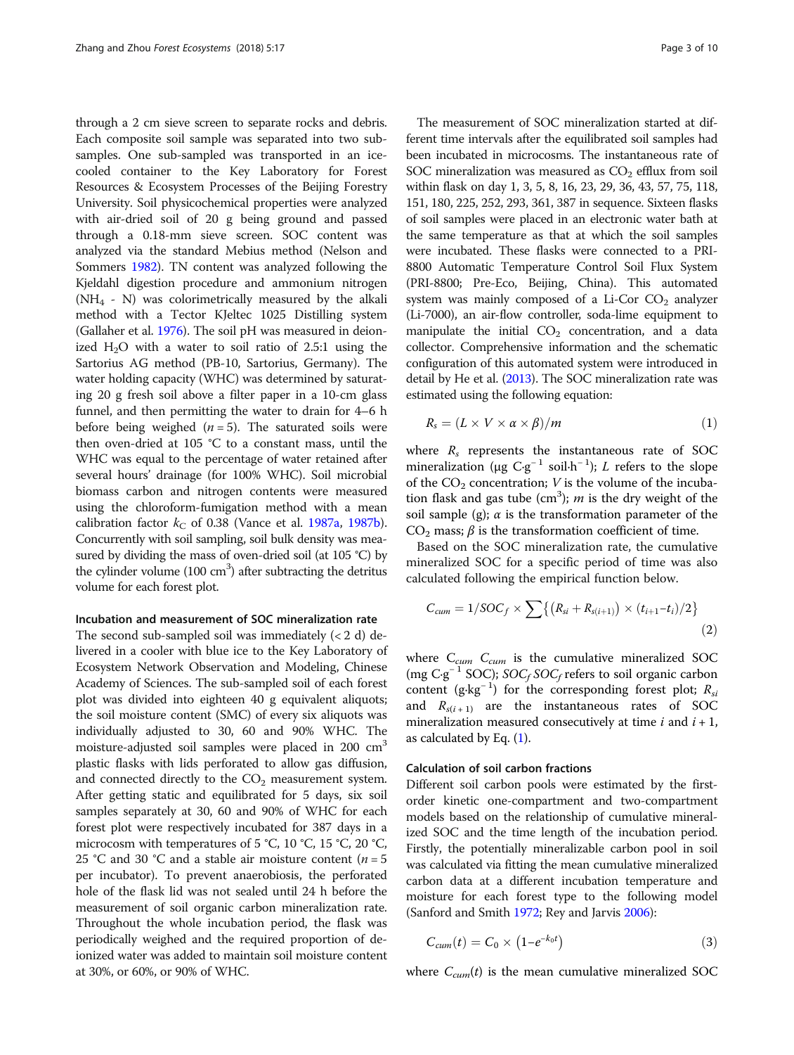through a 2 cm sieve screen to separate rocks and debris. Each composite soil sample was separated into two sub-samples. One sub-sampled was transported in an ice-cooled container to the Key Laboratory for Forest Resources & Ecosystem Processes of the Beijing Forestry University. Soil physicochemical properties were analyzed with air-dried soil of 20 g being ground and passed through a 0.18-mm sieve screen. SOC content was analyzed via the standard Mebius method (Nelson and Sommers 1982). TN content was analyzed following the Kjeldahl digestion procedure and ammonium nitrogen ($NH_4$ - N) was colorimetrically measured by the alkali method with a Tector KJeltec 1025 Distilling system (Gallaher et al. 1976). The soil pH was measured in deionized $H_2O$ with a water to soil ratio of 2.5:1 using the Sartorius AG method (PB-10, Sartorius, Germany). The water holding capacity (WHC) was determined by saturating 20 g fresh soil above a filter paper in a 10-cm glass funnel, and then permitting the water to drain for 4–6 h before being weighed ($n = 5$). The saturated soils were then oven-dried at 105 °C to a constant mass, until the WHC was equal to the percentage of water retained after several hours' drainage (for 100% WHC). Soil microbial biomass carbon and nitrogen contents were measured using the chloroform-fumigation method with a mean calibration factor $k_C$ of 0.38 (Vance et al. 1987a, 1987b). Concurrently with soil sampling, soil bulk density was measured by dividing the mass of oven-dried soil (at 105 °C) by the cylinder volume (100 $cm^3$) after subtracting the detritus volume for each forest plot.

### Incubation and measurement of SOC mineralization rate

The second sub-sampled soil was immediately (< 2 d) delivered in a cooler with blue ice to the Key Laboratory of Ecosystem Network Observation and Modeling, Chinese Academy of Sciences. The sub-sampled soil of each forest plot was divided into eighteen 40 g equivalent aliquots; the soil moisture content (SMC) of every six aliquots was individually adjusted to 30, 60 and 90% WHC. The moisture-adjusted soil samples were placed in 200 $cm^3$ plastic flasks with lids perforated to allow gas diffusion, and connected directly to the $CO_2$ measurement system. After getting static and equilibrated for 5 days, six soil samples separately at 30, 60 and 90% of WHC for each forest plot were respectively incubated for 387 days in a microcosm with temperatures of 5 °C, 10 °C, 15 °C, 20 °C, 25 °C and 30 °C and a stable air moisture content ($n = 5$ per incubator). To prevent anaerobiosis, the perforated hole of the flask lid was not sealed until 24 h before the measurement of soil organic carbon mineralization rate. Throughout the whole incubation period, the flask was periodically weighed and the required proportion of deionized water was added to maintain soil moisture content at 30%, or 60%, or 90% of WHC.

The measurement of SOC mineralization started at different time intervals after the equilibrated soil samples had been incubated in microcosms. The instantaneous rate of SOC mineralization was measured as $CO_2$ efflux from soil within flask on day 1, 3, 5, 8, 16, 23, 29, 36, 43, 57, 75, 118, 151, 180, 225, 252, 293, 361, 387 in sequence. Sixteen flasks of soil samples were placed in an electronic water bath at the same temperature as that at which the soil samples were incubated. These flasks were connected to a PRI-8800 Automatic Temperature Control Soil Flux System (PRI-8800; Pre-Eco, Beijing, China). This automated system was mainly composed of a Li-Cor $CO_2$ analyzer (Li-7000), an air-flow controller, soda-lime equipment to manipulate the initial $CO_2$ concentration, and a data collector. Comprehensive information and the schematic configuration of this automated system were introduced in detail by He et al. (2013). The SOC mineralization rate was estimated using the following equation:

$$R_s = (L \times V \times \alpha \times \beta)/m \quad (1)$$

where $R_s$ represents the instantaneous rate of SOC mineralization (μg C·g$^{-1}$ soil·h$^{-1}$); $L$ refers to the slope of the $CO_2$ concentration; $V$ is the volume of the incubation flask and gas tube ($cm^3$); $m$ is the dry weight of the soil sample (g); $\alpha$ is the transformation parameter of the $CO_2$ mass; $\beta$ is the transformation coefficient of time.

Based on the SOC mineralization rate, the cumulative mineralized SOC for a specific period of time was also calculated following the empirical function below.

$$C_{cum} = 1/SOC_f \times \sum\left\{\left(R_{si} + R_{s(i+1)}\right) \times (t_{i+1} - t_i)/2\right\} \quad (2)$$

where $C_{cum}$ $C_{cum}$ is the cumulative mineralized SOC (mg C·g$^{-1}$ SOC); $SOC_f$ $SOC_f$ refers to soil organic carbon content (g·kg$^{-1}$) for the corresponding forest plot; $R_{si}$ and $R_{s(i+1)}$ are the instantaneous rates of SOC mineralization measured consecutively at time $i$ and $i + 1$, as calculated by Eq. (1).

### Calculation of soil carbon fractions

Different soil carbon pools were estimated by the first-order kinetic one-compartment and two-compartment models based on the relationship of cumulative mineralized SOC and the time length of the incubation period. Firstly, the potentially mineralizable carbon pool in soil was calculated via fitting the mean cumulative mineralized carbon data at a different incubation temperature and moisture for each forest type to the following model (Sanford and Smith 1972; Rey and Jarvis 2006):

$$C_{cum}(t) = C_0 \times \left(1 - e^{-k_0 t}\right) \quad (3)$$

where $C_{cum}(t)$ is the mean cumulative mineralized SOC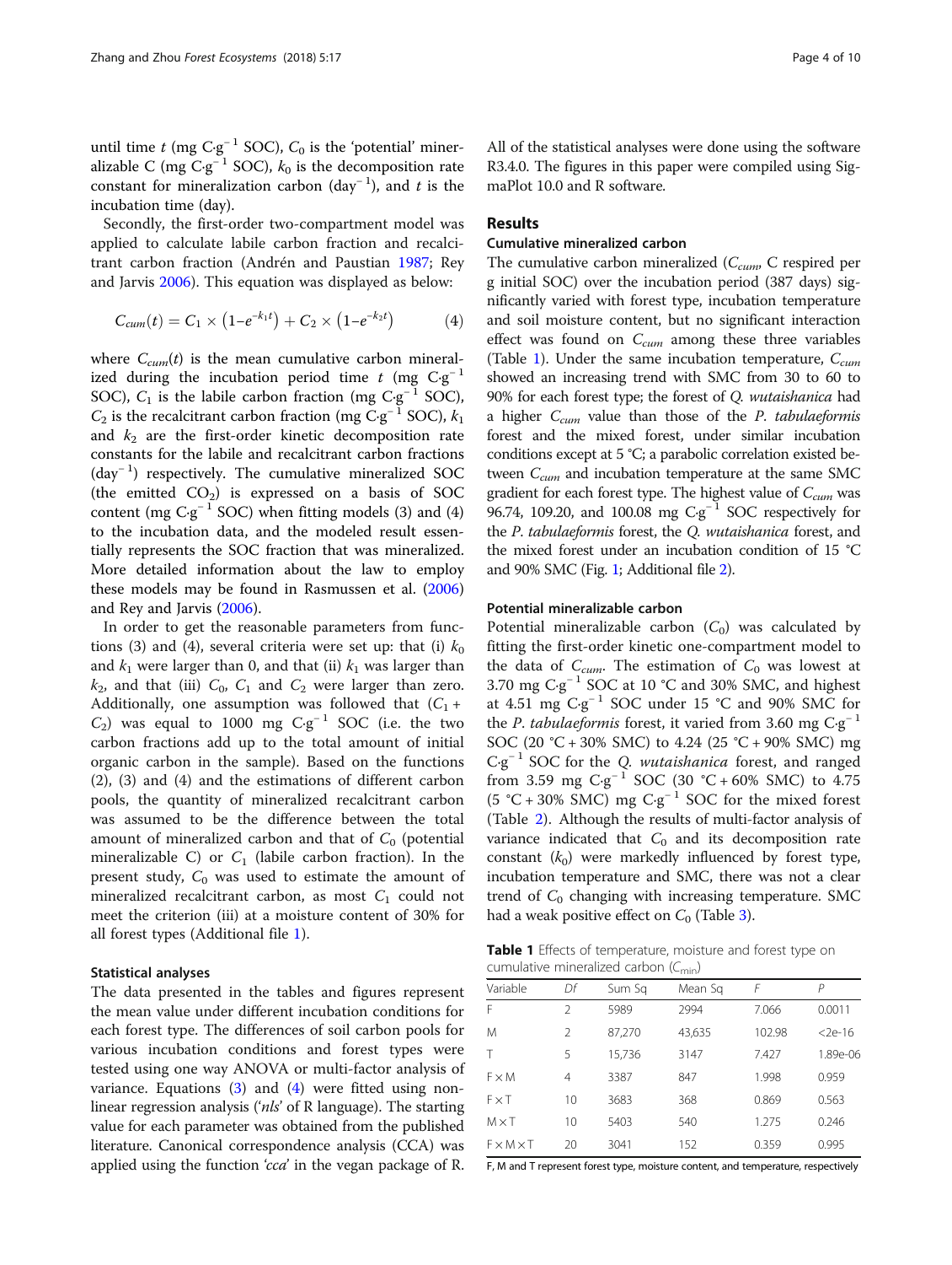until time $t$ (mg C·g$^{-1}$ SOC), $C_0$ is the 'potential' mineralizable C (mg C·g$^{-1}$ SOC), $k_0$ is the decomposition rate constant for mineralization carbon (day$^{-1}$), and $t$ is the incubation time (day).

Secondly, the first-order two-compartment model was applied to calculate labile carbon fraction and recalcitrant carbon fraction (Andrén and Paustian 1987; Rey and Jarvis 2006). This equation was displayed as below:

$$C_{cum}(t) = C_1 \times \left(1 - e^{-k_1 t}\right) + C_2 \times \left(1 - e^{-k_2 t}\right) \quad (4)$$

where $C_{cum}(t)$ is the mean cumulative carbon mineralized during the incubation period time $t$ (mg C·g$^{-1}$ SOC), $C_1$ is the labile carbon fraction (mg C·g$^{-1}$ SOC), $C_2$ is the recalcitrant carbon fraction (mg C·g$^{-1}$ SOC), $k_1$ and $k_2$ are the first-order kinetic decomposition rate constants for the labile and recalcitrant carbon fractions (day$^{-1}$) respectively. The cumulative mineralized SOC (the emitted $CO_2$) is expressed on a basis of SOC content (mg C·g$^{-1}$ SOC) when fitting models (3) and (4) to the incubation data, and the modeled result essentially represents the SOC fraction that was mineralized. More detailed information about the law to employ these models may be found in Rasmussen et al. (2006) and Rey and Jarvis (2006).

In order to get the reasonable parameters from functions (3) and (4), several criteria were set up: that (i) $k_0$ and $k_1$ were larger than 0, and that (ii) $k_1$ was larger than $k_2$, and that (iii) $C_0$, $C_1$ and $C_2$ were larger than zero. Additionally, one assumption was followed that ($C_1$ + $C_2$) was equal to 1000 mg C·g$^{-1}$ SOC (i.e. the two carbon fractions add up to the total amount of initial organic carbon in the sample). Based on the functions (2), (3) and (4) and the estimations of different carbon pools, the quantity of mineralized recalcitrant carbon was assumed to be the difference between the total amount of mineralized carbon and that of $C_0$ (potential mineralizable C) or $C_1$ (labile carbon fraction). In the present study, $C_0$ was used to estimate the amount of mineralized recalcitrant carbon, as most $C_1$ could not meet the criterion (iii) at a moisture content of 30% for all forest types (Additional file 1).

### Statistical analyses

The data presented in the tables and figures represent the mean value under different incubation conditions for each forest type. The differences of soil carbon pools for various incubation conditions and forest types were tested using one way ANOVA or multi-factor analysis of variance. Equations (3) and (4) were fitted using non-linear regression analysis ('*nls*' of R language). The starting value for each parameter was obtained from the published literature. Canonical correspondence analysis (CCA) was applied using the function '*cca*' in the vegan package of R. All of the statistical analyses were done using the software R3.4.0. The figures in this paper were compiled using SigmaPlot 10.0 and R software.

## Results

### Cumulative mineralized carbon

The cumulative carbon mineralized ($C_{cum}$, C respired per g initial SOC) over the incubation period (387 days) significantly varied with forest type, incubation temperature and soil moisture content, but no significant interaction effect was found on $C_{cum}$ among these three variables (Table 1). Under the same incubation temperature, $C_{cum}$ showed an increasing trend with SMC from 30 to 60 to 90% for each forest type; the forest of *Q. wutaishanica* had a higher $C_{cum}$ value than those of the *P. tabulaeformis* forest and the mixed forest, under similar incubation conditions except at 5 °C; a parabolic correlation existed between $C_{cum}$ and incubation temperature at the same SMC gradient for each forest type. The highest value of $C_{cum}$ was 96.74, 109.20, and 100.08 mg C·g$^{-1}$ SOC respectively for the *P. tabulaeformis* forest, the *Q. wutaishanica* forest, and the mixed forest under an incubation condition of 15 °C and 90% SMC (Fig. 1; Additional file 2).

### Potential mineralizable carbon

Potential mineralizable carbon ($C_0$) was calculated by fitting the first-order kinetic one-compartment model to the data of $C_{cum}$. The estimation of $C_0$ was lowest at 3.70 mg C·g$^{-1}$ SOC at 10 °C and 30% SMC, and highest at 4.51 mg C·g$^{-1}$ SOC under 15 °C and 90% SMC for the *P. tabulaeformis* forest, it varied from 3.60 mg C·g$^{-1}$ SOC (20 °C + 30% SMC) to 4.24 (25 °C + 90% SMC) mg C·g$^{-1}$ SOC for the *Q. wutaishanica* forest, and ranged from 3.59 mg C·g$^{-1}$ SOC (30 °C + 60% SMC) to 4.75 (5 °C + 30% SMC) mg C·g$^{-1}$ SOC for the mixed forest (Table 2). Although the results of multi-factor analysis of variance indicated that $C_0$ and its decomposition rate constant ($k_0$) were markedly influenced by forest type, incubation temperature and SMC, there was not a clear trend of $C_0$ changing with increasing temperature. SMC had a weak positive effect on $C_0$ (Table 3).

**Table 1** Effects of temperature, moisture and forest type on cumulative mineralized carbon ($C_{min}$)

| Variable | *Df* | Sum Sq | Mean Sq | *F* | *P* |
|---|---|---|---|---|---|
| F | 2 | 5989 | 2994 | 7.066 | 0.0011 |
| M | 2 | 87,270 | 43,635 | 102.98 | <2e-16 |
| T | 5 | 15,736 | 3147 | 7.427 | 1.89e-06 |
| F × M | 4 | 3387 | 847 | 1.998 | 0.959 |
| F × T | 10 | 3683 | 368 | 0.869 | 0.563 |
| M × T | 10 | 5403 | 540 | 1.275 | 0.246 |
| F × M × T | 20 | 3041 | 152 | 0.359 | 0.995 |

F, M and T represent forest type, moisture content, and temperature, respectively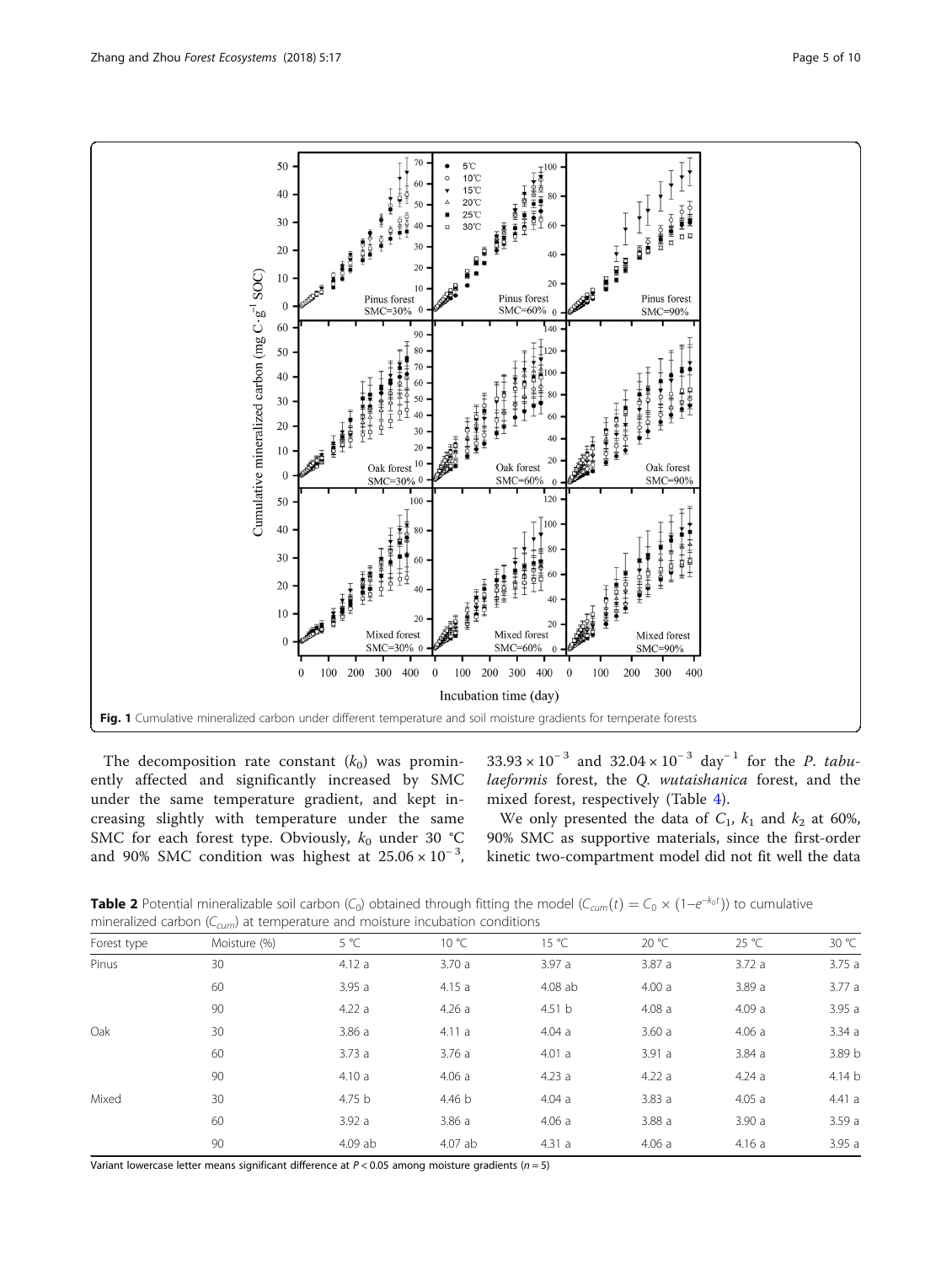5℃
10℃
15℃
20℃
25℃
30℃

Pinus forest SMC=30%
Pinus forest SMC=60%
Pinus forest SMC=90%
Oak forest SMC=30%
Oak forest SMC=60%
Oak forest SMC=90%
Mixed forest SMC=30%
Mixed forest SMC=60%
Mixed forest SMC=90%

Cumulative mineralized carbon (mg C·g$^{-1}$ SOC)

Incubation time (day)

**Fig. 1** Cumulative mineralized carbon under different temperature and soil moisture gradients for temperate forests

The decomposition rate constant ($k_0$) was prominently affected and significantly increased by SMC under the same temperature gradient, and kept increasing slightly with temperature under the same SMC for each forest type. Obviously, $k_0$ under 30 °C and 90% SMC condition was highest at $25.06 \times 10^{-3}$, $33.93 \times 10^{-3}$ and $32.04 \times 10^{-3}$ day$^{-1}$ for the *P. tabulaeformis* forest, the *Q. wutaishanica* forest, and the mixed forest, respectively (Table 4).

We only presented the data of $C_1$, $k_1$ and $k_2$ at 60%, 90% SMC as supportive materials, since the first-order kinetic two-compartment model did not fit well the data

**Table 2** Potential mineralizable soil carbon ($C_0$) obtained through fitting the model ($C_{cum}(t) = C_0 \times (1-e^{-k_0 t})$) to cumulative mineralized carbon ($C_{cum}$) at temperature and moisture incubation conditions

| Forest type | Moisture (%) | 5 °C | 10 °C | 15 °C | 20 °C | 25 °C | 30 °C |
|---|---|---|---|---|---|---|---|
| Pinus | 30 | 4.12 a | 3.70 a | 3.97 a | 3.87 a | 3.72 a | 3.75 a |
| | 60 | 3.95 a | 4.15 a | 4.08 ab | 4.00 a | 3.89 a | 3.77 a |
| | 90 | 4.22 a | 4.26 a | 4.51 b | 4.08 a | 4.09 a | 3.95 a |
| Oak | 30 | 3.86 a | 4.11 a | 4.04 a | 3.60 a | 4.06 a | 3.34 a |
| | 60 | 3.73 a | 3.76 a | 4.01 a | 3.91 a | 3.84 a | 3.89 b |
| | 90 | 4.10 a | 4.06 a | 4.23 a | 4.22 a | 4.24 a | 4.14 b |
| Mixed | 30 | 4.75 b | 4.46 b | 4.04 a | 3.83 a | 4.05 a | 4.41 a |
| | 60 | 3.92 a | 3.86 a | 4.06 a | 3.88 a | 3.90 a | 3.59 a |
| | 90 | 4.09 ab | 4.07 ab | 4.31 a | 4.06 a | 4.16 a | 3.95 a |

Variant lowercase letter means significant difference at $P < 0.05$ among moisture gradients ($n = 5$)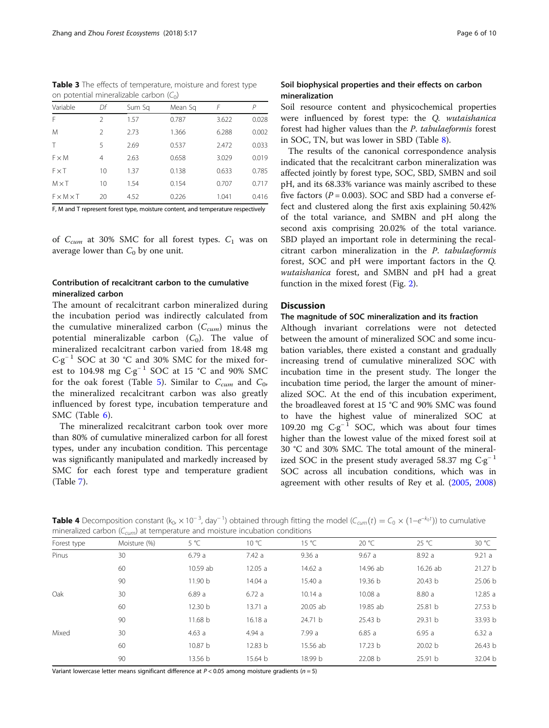**Table 3** The effects of temperature, moisture and forest type on potential mineralizable carbon ($C_0$)

| Variable | Df | Sum Sq | Mean Sq | F | P |
|---|---|---|---|---|---|
| F | 2 | 1.57 | 0.787 | 3.622 | 0.028 |
| M | 2 | 2.73 | 1.366 | 6.288 | 0.002 |
| T | 5 | 2.69 | 0.537 | 2.472 | 0.033 |
| F × M | 4 | 2.63 | 0.658 | 3.029 | 0.019 |
| F × T | 10 | 1.37 | 0.138 | 0.633 | 0.785 |
| M × T | 10 | 1.54 | 0.154 | 0.707 | 0.717 |
| F × M × T | 20 | 4.52 | 0.226 | 1.041 | 0.416 |

F, M and T represent forest type, moisture content, and temperature respectively

of $C_{cum}$ at 30% SMC for all forest types. $C_1$ was on average lower than $C_0$ by one unit.

### Contribution of recalcitrant carbon to the cumulative mineralized carbon

The amount of recalcitrant carbon mineralized during the incubation period was indirectly calculated from the cumulative mineralized carbon ($C_{cum}$) minus the potential mineralizable carbon ($C_0$). The value of mineralized recalcitrant carbon varied from 18.48 mg C·g$^{-1}$ SOC at 30 °C and 30% SMC for the mixed forest to 104.98 mg C·g$^{-1}$ SOC at 15 °C and 90% SMC for the oak forest (Table 5). Similar to $C_{cum}$ and $C_0$, the mineralized recalcitrant carbon was also greatly influenced by forest type, incubation temperature and SMC (Table 6).

The mineralized recalcitrant carbon took over more than 80% of cumulative mineralized carbon for all forest types, under any incubation condition. This percentage was significantly manipulated and markedly increased by SMC for each forest type and temperature gradient (Table 7).

### Soil biophysical properties and their effects on carbon mineralization

Soil resource content and physicochemical properties were influenced by forest type: the *Q. wutaishanica* forest had higher values than the *P. tabulaeformis* forest in SOC, TN, but was lower in SBD (Table 8).

The results of the canonical correspondence analysis indicated that the recalcitrant carbon mineralization was affected jointly by forest type, SOC, SBD, SMBN and soil pH, and its 68.33% variance was mainly ascribed to these five factors ($P$ = 0.003). SOC and SBD had a converse effect and clustered along the first axis explaining 50.42% of the total variance, and SMBN and pH along the second axis comprising 20.02% of the total variance. SBD played an important role in determining the recalcitrant carbon mineralization in the *P. tabulaeformis* forest, SOC and pH were important factors in the *Q. wutaishanica* forest, and SMBN and pH had a great function in the mixed forest (Fig. 2).

## Discussion

### The magnitude of SOC mineralization and its fraction

Although invariant correlations were not detected between the amount of mineralized SOC and some incubation variables, there existed a constant and gradually increasing trend of cumulative mineralized SOC with incubation time in the present study. The longer the incubation time period, the larger the amount of mineralized SOC. At the end of this incubation experiment, the broadleaved forest at 15 °C and 90% SMC was found to have the highest value of mineralized SOC at 109.20 mg C·g$^{-1}$ SOC, which was about four times higher than the lowest value of the mixed forest soil at 30 °C and 30% SMC. The total amount of the mineralized SOC in the present study averaged 58.37 mg C·g$^{-1}$ SOC across all incubation conditions, which was in agreement with other results of Rey et al. (2005, 2008)

**Table 4** Decomposition constant ($k_0$, ×10$^{-3}$, day$^{-1}$) obtained through fitting the model ($C_{cum}(t) = C_0 \times (1-e^{-k_0 t})$) to cumulative mineralized carbon ($C_{cum}$) at temperature and moisture incubation conditions

| Forest type | Moisture (%) | 5 °C | 10 °C | 15 °C | 20 °C | 25 °C | 30 °C |
|---|---|---|---|---|---|---|---|
| Pinus | 30 | 6.79 a | 7.42 a | 9.36 a | 9.67 a | 8.92 a | 9.21 a |
| | 60 | 10.59 ab | 12.05 a | 14.62 a | 14.96 ab | 16.26 ab | 21.27 b |
| | 90 | 11.90 b | 14.04 a | 15.40 a | 19.36 b | 20.43 b | 25.06 b |
| Oak | 30 | 6.89 a | 6.72 a | 10.14 a | 10.08 a | 8.80 a | 12.85 a |
| | 60 | 12.30 b | 13.71 a | 20.05 ab | 19.85 ab | 25.81 b | 27.53 b |
| | 90 | 11.68 b | 16.18 a | 24.71 b | 25.43 b | 29.31 b | 33.93 b |
| Mixed | 30 | 4.63 a | 4.94 a | 7.99 a | 6.85 a | 6.95 a | 6.32 a |
| | 60 | 10.87 b | 12.83 b | 15.56 ab | 17.23 b | 20.02 b | 26.43 b |
| | 90 | 13.56 b | 15.64 b | 18.99 b | 22.08 b | 25.91 b | 32.04 b |

Variant lowercase letter means significant difference at $P$ < 0.05 among moisture gradients ($n$ = 5)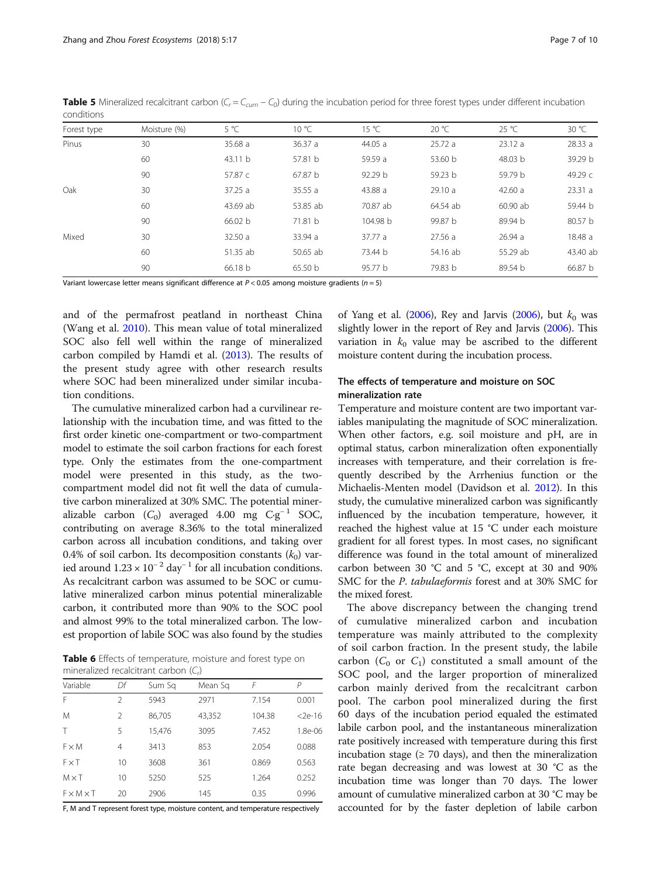**Table 5** Mineralized recalcitrant carbon ($C_r = C_{cum} - C_0$) during the incubation period for three forest types under different incubation conditions

| Forest type | Moisture (%) | 5 °C | 10 °C | 15 °C | 20 °C | 25 °C | 30 °C |
|---|---|---|---|---|---|---|---|
| Pinus | 30 | 35.68 a | 36.37 a | 44.05 a | 25.72 a | 23.12 a | 28.33 a |
| | 60 | 43.11 b | 57.81 b | 59.59 a | 53.60 b | 48.03 b | 39.29 b |
| | 90 | 57.87 c | 67.87 b | 92.29 b | 59.23 b | 59.79 b | 49.29 c |
| Oak | 30 | 37.25 a | 35.55 a | 43.88 a | 29.10 a | 42.60 a | 23.31 a |
| | 60 | 43.69 ab | 53.85 ab | 70.87 ab | 64.54 ab | 60.90 ab | 59.44 b |
| | 90 | 66.02 b | 71.81 b | 104.98 b | 99.87 b | 89.94 b | 80.57 b |
| Mixed | 30 | 32.50 a | 33.94 a | 37.77 a | 27.56 a | 26.94 a | 18.48 a |
| | 60 | 51.35 ab | 50.65 ab | 73.44 b | 54.16 ab | 55.29 ab | 43.40 ab |
| | 90 | 66.18 b | 65.50 b | 95.77 b | 79.83 b | 89.54 b | 66.87 b |

Variant lowercase letter means significant difference at $P < 0.05$ among moisture gradients ($n = 5$)

and of the permafrost peatland in northeast China (Wang et al. 2010). This mean value of total mineralized SOC also fell well within the range of mineralized carbon compiled by Hamdi et al. (2013). The results of the present study agree with other research results where SOC had been mineralized under similar incubation conditions.

The cumulative mineralized carbon had a curvilinear relationship with the incubation time, and was fitted to the first order kinetic one-compartment or two-compartment model to estimate the soil carbon fractions for each forest type. Only the estimates from the one-compartment model were presented in this study, as the two-compartment model did not fit well the data of cumulative carbon mineralized at 30% SMC. The potential mineralizable carbon ($C_0$) averaged 4.00 mg C·g$^{-1}$ SOC, contributing on average 8.36% to the total mineralized carbon across all incubation conditions, and taking over 0.4% of soil carbon. Its decomposition constants ($k_0$) varied around $1.23 \times 10^{-2}$ day$^{-1}$ for all incubation conditions. As recalcitrant carbon was assumed to be SOC or cumulative mineralized carbon minus potential mineralizable carbon, it contributed more than 90% to the SOC pool and almost 99% to the total mineralized carbon. The lowest proportion of labile SOC was also found by the studies of Yang et al. (2006), Rey and Jarvis (2006), but $k_0$ was slightly lower in the report of Rey and Jarvis (2006). This variation in $k_0$ value may be ascribed to the different moisture content during the incubation process.

**Table 6** Effects of temperature, moisture and forest type on mineralized recalcitrant carbon ($C_r$)

| Variable | Df | Sum Sq | Mean Sq | F | P |
|---|---|---|---|---|---|
| F | 2 | 5943 | 2971 | 7.154 | 0.001 |
| M | 2 | 86,705 | 43,352 | 104.38 | <2e-16 |
| T | 5 | 15,476 | 3095 | 7.452 | 1.8e-06 |
| F × M | 4 | 3413 | 853 | 2.054 | 0.088 |
| F × T | 10 | 3608 | 361 | 0.869 | 0.563 |
| M × T | 10 | 5250 | 525 | 1.264 | 0.252 |
| F × M × T | 20 | 2906 | 145 | 0.35 | 0.996 |

F, M and T represent forest type, moisture content, and temperature respectively

## The effects of temperature and moisture on SOC mineralization rate

Temperature and moisture content are two important variables manipulating the magnitude of SOC mineralization. When other factors, e.g. soil moisture and pH, are in optimal status, carbon mineralization often exponentially increases with temperature, and their correlation is frequently described by the Arrhenius function or the Michaelis-Menten model (Davidson et al. 2012). In this study, the cumulative mineralized carbon was significantly influenced by the incubation temperature, however, it reached the highest value at 15 °C under each moisture gradient for all forest types. In most cases, no significant difference was found in the total amount of mineralized carbon between 30 °C and 5 °C, except at 30 and 90% SMC for the *P. tabulaeformis* forest and at 30% SMC for the mixed forest.

The above discrepancy between the changing trend of cumulative mineralized carbon and incubation temperature was mainly attributed to the complexity of soil carbon fraction. In the present study, the labile carbon ($C_0$ or $C_1$) constituted a small amount of the SOC pool, and the larger proportion of mineralized carbon mainly derived from the recalcitrant carbon pool. The carbon pool mineralized during the first 60 days of the incubation period equaled the estimated labile carbon pool, and the instantaneous mineralization rate positively increased with temperature during this first incubation stage (≥ 70 days), and then the mineralization rate began decreasing and was lowest at 30 °C as the incubation time was longer than 70 days. The lower amount of cumulative mineralized carbon at 30 °C may be accounted for by the faster depletion of labile carbon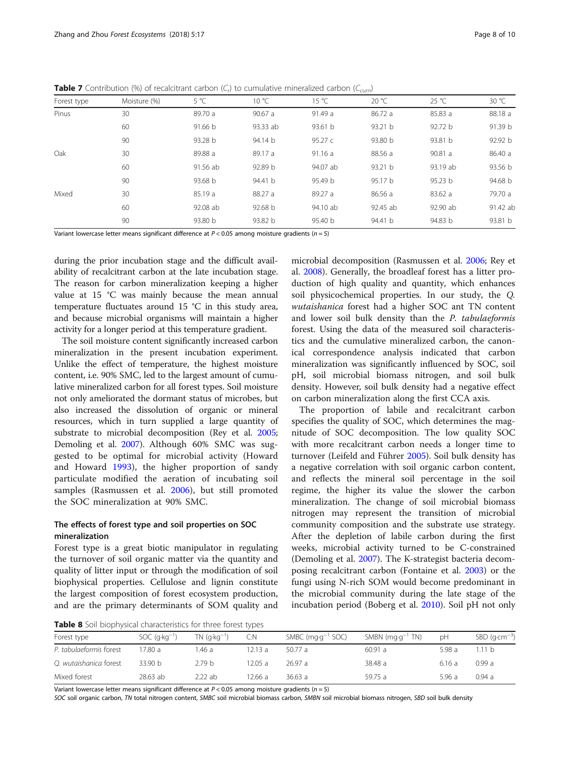**Table 7** Contribution (%) of recalcitrant carbon ($C_r$) to cumulative mineralized carbon ($C_{cum}$)

| Forest type | Moisture (%) | 5 °C | 10 °C | 15 °C | 20 °C | 25 °C | 30 °C |
|---|---|---|---|---|---|---|---|
| Pinus | 30 | 89.70 a | 90.67 a | 91.49 a | 86.72 a | 85.83 a | 88.18 a |
| | 60 | 91.66 b | 93.33 ab | 93.61 b | 93.21 b | 92.72 b | 91.39 b |
| | 90 | 93.28 b | 94.14 b | 95.27 c | 93.80 b | 93.81 b | 92.92 b |
| Oak | 30 | 89.88 a | 89.17 a | 91.16 a | 88.56 a | 90.81 a | 86.40 a |
| | 60 | 91.56 ab | 92.89 b | 94.07 ab | 93.21 b | 93.19 ab | 93.56 b |
| | 90 | 93.68 b | 94.41 b | 95.49 b | 95.17 b | 95.23 b | 94.68 b |
| Mixed | 30 | 85.19 a | 88.27 a | 89.27 a | 86.56 a | 83.62 a | 79.70 a |
| | 60 | 92.08 ab | 92.68 b | 94.10 ab | 92.45 ab | 92.90 ab | 91.42 ab |
| | 90 | 93.80 b | 93.82 b | 95.40 b | 94.41 b | 94.83 b | 93.81 b |

Variant lowercase letter means significant difference at $P < 0.05$ among moisture gradients ($n = 5$)

during the prior incubation stage and the difficult availability of recalcitrant carbon at the late incubation stage. The reason for carbon mineralization keeping a higher value at 15 °C was mainly because the mean annual temperature fluctuates around 15 °C in this study area, and because microbial organisms will maintain a higher activity for a longer period at this temperature gradient.

The soil moisture content significantly increased carbon mineralization in the present incubation experiment. Unlike the effect of temperature, the highest moisture content, i.e. 90% SMC, led to the largest amount of cumulative mineralized carbon for all forest types. Soil moisture not only ameliorated the dormant status of microbes, but also increased the dissolution of organic or mineral resources, which in turn supplied a large quantity of substrate to microbial decomposition (Rey et al. 2005; Demoling et al. 2007). Although 60% SMC was suggested to be optimal for microbial activity (Howard and Howard 1993), the higher proportion of sandy particulate modified the aeration of incubating soil samples (Rasmussen et al. 2006), but still promoted the SOC mineralization at 90% SMC.

### The effects of forest type and soil properties on SOC mineralization

Forest type is a great biotic manipulator in regulating the turnover of soil organic matter via the quantity and quality of litter input or through the modification of soil biophysical properties. Cellulose and lignin constitute the largest composition of forest ecosystem production, and are the primary determinants of SOM quality and microbial decomposition (Rasmussen et al. 2006; Rey et al. 2008). Generally, the broadleaf forest has a litter production of high quality and quantity, which enhances soil physicochemical properties. In our study, the *Q. wutaishanica* forest had a higher SOC ant TN content and lower soil bulk density than the *P. tabulaeformis* forest. Using the data of the measured soil characteristics and the cumulative mineralized carbon, the canonical correspondence analysis indicated that carbon mineralization was significantly influenced by SOC, soil pH, soil microbial biomass nitrogen, and soil bulk density. However, soil bulk density had a negative effect on carbon mineralization along the first CCA axis.

The proportion of labile and recalcitrant carbon specifies the quality of SOC, which determines the magnitude of SOC decomposition. The low quality SOC with more recalcitrant carbon needs a longer time to turnover (Leifeld and Führer 2005). Soil bulk density has a negative correlation with soil organic carbon content, and reflects the mineral soil percentage in the soil regime, the higher its value the slower the carbon mineralization. The change of soil microbial biomass nitrogen may represent the transition of microbial community composition and the substrate use strategy. After the depletion of labile carbon during the first weeks, microbial activity turned to be C-constrained (Demoling et al. 2007). The K-strategist bacteria decomposing recalcitrant carbon (Fontaine et al. 2003) or the fungi using N-rich SOM would become predominant in the microbial community during the late stage of the incubation period (Boberg et al. 2010). Soil pH not only

**Table 8** Soil biophysical characteristics for three forest types

| Forest type | SOC ($g{\cdot}kg^{-1}$) | TN ($g{\cdot}kg^{-1}$) | C:N | SMBC ($mg{\cdot}g^{-1}$ SOC) | SMBN ($mg{\cdot}g^{-1}$ TN) | pH | SBD ($g{\cdot}cm^{-3}$) |
|---|---|---|---|---|---|---|---|
| *P. tabulaeformis* forest | 17.80 a | 1.46 a | 12.13 a | 50.77 a | 60.91 a | 5.98 a | 1.11 b |
| *Q. wutaishanica* forest | 33.90 b | 2.79 b | 12.05 a | 26.97 a | 38.48 a | 6.16 a | 0.99 a |
| Mixed forest | 28.63 ab | 2.22 ab | 12.66 a | 36.63 a | 59.75 a | 5.96 a | 0.94 a |

Variant lowercase letter means significant difference at $P < 0.05$ among moisture gradients ($n = 5$)

*SOC* soil organic carbon, *TN* total nitrogen content, *SMBC* soil microbial biomass carbon, *SMBN* soil microbial biomass nitrogen, *SBD* soil bulk density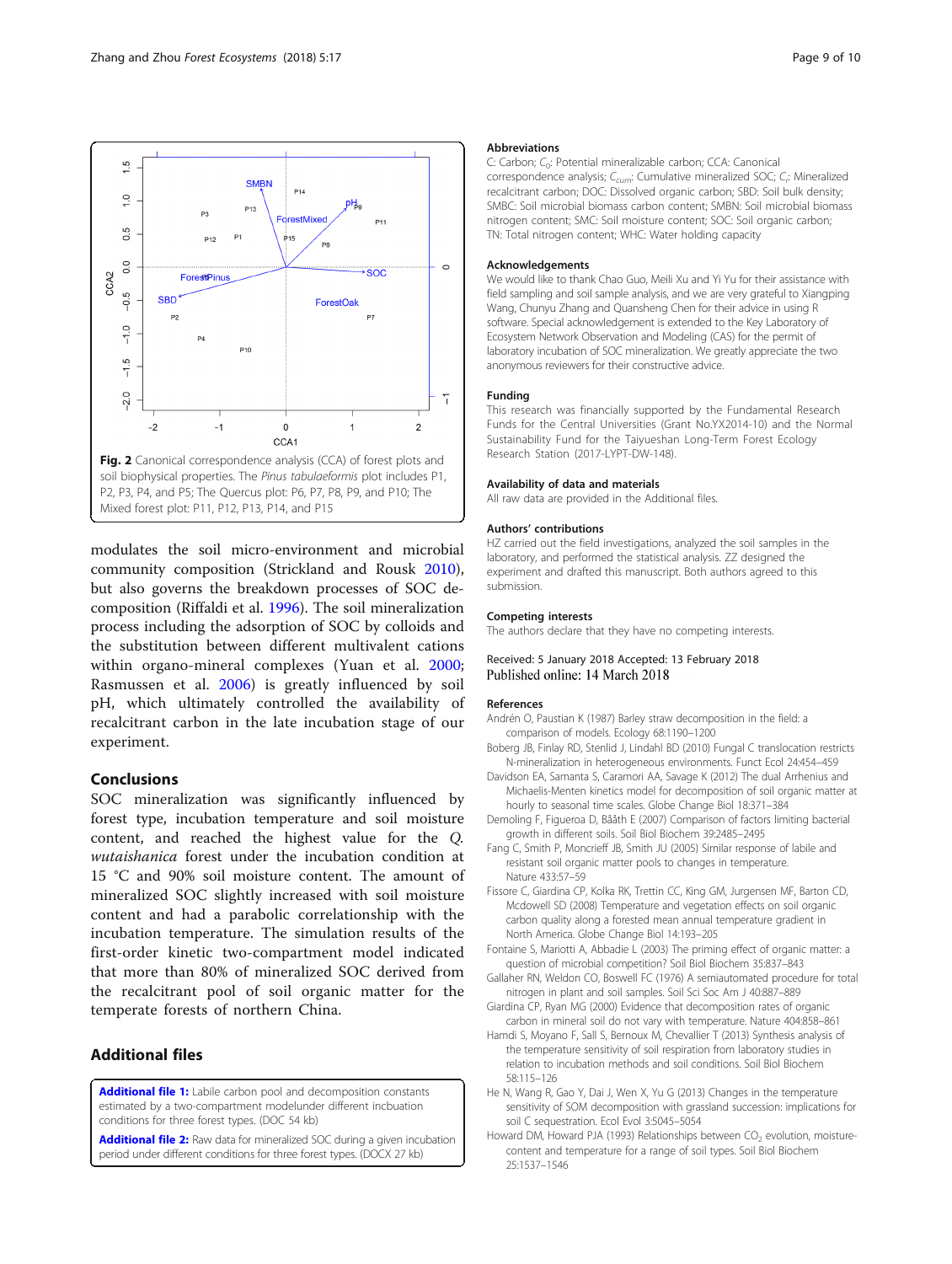CCA2

1.5
1.0
0.5
0.0
−0.5
−1.0
−1.5
−2.0

−2 −1 0 1 2

CCA1

0
−1

SMBN
P14
P13
pH
P9
P3
ForestMixed
P11
P12
P1
P15
P8
ForestPinus
SOC
SBD
ForestOak
P2
P7
P4
P10

**Fig. 2** Canonical correspondence analysis (CCA) of forest plots and soil biophysical properties. The *Pinus tabulaeformis* plot includes P1, P2, P3, P4, and P5; The Quercus plot: P6, P7, P8, P9, and P10; The Mixed forest plot: P11, P12, P13, P14, and P15

modulates the soil micro-environment and microbial community composition (Strickland and Rousk 2010), but also governs the breakdown processes of SOC decomposition (Riffaldi et al. 1996). The soil mineralization process including the adsorption of SOC by colloids and the substitution between different multivalent cations within organo-mineral complexes (Yuan et al. 2000; Rasmussen et al. 2006) is greatly influenced by soil pH, which ultimately controlled the availability of recalcitrant carbon in the late incubation stage of our experiment.

## Conclusions

SOC mineralization was significantly influenced by forest type, incubation temperature and soil moisture content, and reached the highest value for the *Q. wutaishanica* forest under the incubation condition at 15 °C and 90% soil moisture content. The amount of mineralized SOC slightly increased with soil moisture content and had a parabolic correlationship with the incubation temperature. The simulation results of the first-order kinetic two-compartment model indicated that more than 80% of mineralized SOC derived from the recalcitrant pool of soil organic matter for the temperate forests of northern China.

## Additional files

**Additional file 1:** Labile carbon pool and decomposition constants estimated by a two-compartment modelunder different incbuation conditions for three forest types. (DOC 54 kb)

**Additional file 2:** Raw data for mineralized SOC during a given incubation period under different conditions for three forest types. (DOCX 27 kb)

### Abbreviations

C: Carbon; $C_0$: Potential mineralizable carbon; CCA: Canonical correspondence analysis; $C_{cum}$: Cumulative mineralized SOC; $C_r$: Mineralized recalcitrant carbon; DOC: Dissolved organic carbon; SBD: Soil bulk density; SMBC: Soil microbial biomass carbon content; SMBN: Soil microbial biomass nitrogen content; SMC: Soil moisture content; SOC: Soil organic carbon; TN: Total nitrogen content; WHC: Water holding capacity

### Acknowledgements

We would like to thank Chao Guo, Meili Xu and Yi Yu for their assistance with field sampling and soil sample analysis, and we are very grateful to Xiangping Wang, Chunyu Zhang and Quansheng Chen for their advice in using R software. Special acknowledgement is extended to the Key Laboratory of Ecosystem Network Observation and Modeling (CAS) for the permit of laboratory incubation of SOC mineralization. We greatly appreciate the two anonymous reviewers for their constructive advice.

### Funding

This research was financially supported by the Fundamental Research Funds for the Central Universities (Grant No.YX2014-10) and the Normal Sustainability Fund for the Taiyueshan Long-Term Forest Ecology Research Station (2017-LYPT-DW-148).

### Availability of data and materials

All raw data are provided in the Additional files.

### Authors' contributions

HZ carried out the field investigations, analyzed the soil samples in the laboratory, and performed the statistical analysis. ZZ designed the experiment and drafted this manuscript. Both authors agreed to this submission.

### Competing interests

The authors declare that they have no competing interests.

Received: 5 January 2018 Accepted: 13 February 2018
Published online: 14 March 2018

### References

Andrén O, Paustian K (1987) Barley straw decomposition in the field: a comparison of models. Ecology 68:1190–1200

Boberg JB, Finlay RD, Stenlid J, Lindahl BD (2010) Fungal C translocation restricts N-mineralization in heterogeneous environments. Funct Ecol 24:454–459

Davidson EA, Samanta S, Caramori AA, Savage K (2012) The dual Arrhenius and Michaelis-Menten kinetics model for decomposition of soil organic matter at hourly to seasonal time scales. Globe Change Biol 18:371–384

Demoling F, Figueroa D, Bååth E (2007) Comparison of factors limiting bacterial growth in different soils. Soil Biol Biochem 39:2485–2495

Fang C, Smith P, Moncrieff JB, Smith JU (2005) Similar response of labile and resistant soil organic matter pools to changes in temperature. Nature 433:57–59

Fissore C, Giardina CP, Kolka RK, Trettin CC, King GM, Jurgensen MF, Barton CD, Mcdowell SD (2008) Temperature and vegetation effects on soil organic carbon quality along a forested mean annual temperature gradient in North America. Globe Change Biol 14:193–205

Fontaine S, Mariotti A, Abbadie L (2003) The priming effect of organic matter: a question of microbial competition? Soil Biol Biochem 35:837–843

Gallaher RN, Weldon CO, Boswell FC (1976) A semiautomated procedure for total nitrogen in plant and soil samples. Soil Sci Soc Am J 40:887–889

Giardina CP, Ryan MG (2000) Evidence that decomposition rates of organic carbon in mineral soil do not vary with temperature. Nature 404:858–861

Hamdi S, Moyano F, Sall S, Bernoux M, Chevallier T (2013) Synthesis analysis of the temperature sensitivity of soil respiration from laboratory studies in relation to incubation methods and soil conditions. Soil Biol Biochem 58:115–126

He N, Wang R, Gao Y, Dai J, Wen X, Yu G (2013) Changes in the temperature sensitivity of SOM decomposition with grassland succession: implications for soil C sequestration. Ecol Evol 3:5045–5054

Howard DM, Howard PJA (1993) Relationships between $CO_2$ evolution, moisture-content and temperature for a range of soil types. Soil Biol Biochem 25:1537–1546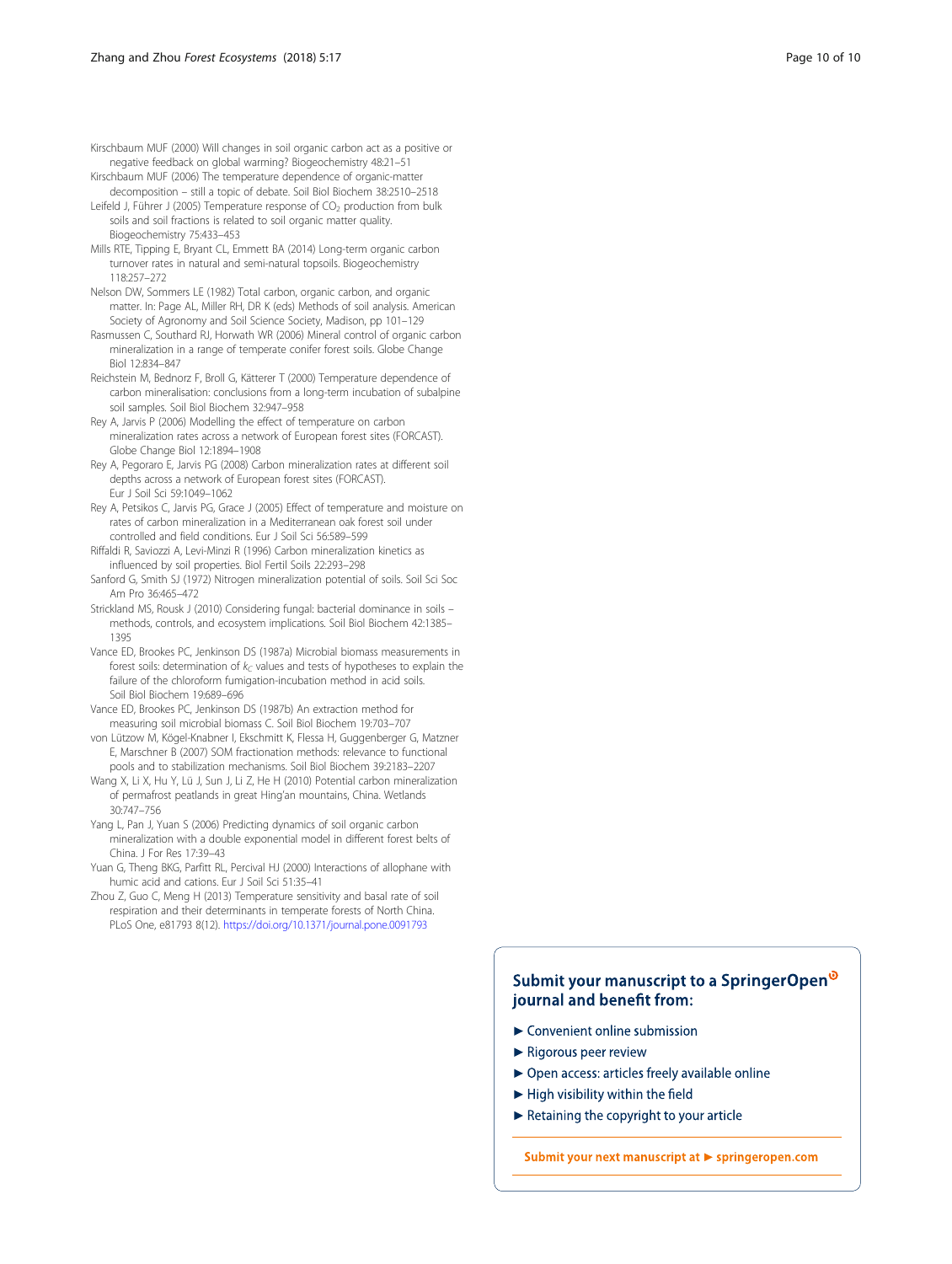Kirschbaum MUF (2000) Will changes in soil organic carbon act as a positive or negative feedback on global warming? Biogeochemistry 48:21–51

Kirschbaum MUF (2006) The temperature dependence of organic-matter decomposition – still a topic of debate. Soil Biol Biochem 38:2510–2518

Leifeld J, Führer J (2005) Temperature response of $CO_2$ production from bulk soils and soil fractions is related to soil organic matter quality. Biogeochemistry 75:433–453

Mills RTE, Tipping E, Bryant CL, Emmett BA (2014) Long-term organic carbon turnover rates in natural and semi-natural topsoils. Biogeochemistry 118:257–272

Nelson DW, Sommers LE (1982) Total carbon, organic carbon, and organic matter. In: Page AL, Miller RH, DR K (eds) Methods of soil analysis. American Society of Agronomy and Soil Science Society, Madison, pp 101–129

Rasmussen C, Southard RJ, Horwath WR (2006) Mineral control of organic carbon mineralization in a range of temperate conifer forest soils. Globe Change Biol 12:834–847

Reichstein M, Bednorz F, Broll G, Kätterer T (2000) Temperature dependence of carbon mineralisation: conclusions from a long-term incubation of subalpine soil samples. Soil Biol Biochem 32:947–958

Rey A, Jarvis P (2006) Modelling the effect of temperature on carbon mineralization rates across a network of European forest sites (FORCAST). Globe Change Biol 12:1894–1908

Rey A, Pegoraro E, Jarvis PG (2008) Carbon mineralization rates at different soil depths across a network of European forest sites (FORCAST). Eur J Soil Sci 59:1049–1062

Rey A, Petsikos C, Jarvis PG, Grace J (2005) Effect of temperature and moisture on rates of carbon mineralization in a Mediterranean oak forest soil under controlled and field conditions. Eur J Soil Sci 56:589–599

Riffaldi R, Saviozzi A, Levi-Minzi R (1996) Carbon mineralization kinetics as influenced by soil properties. Biol Fertil Soils 22:293–298

Sanford G, Smith SJ (1972) Nitrogen mineralization potential of soils. Soil Sci Soc Am Pro 36:465–472

Strickland MS, Rousk J (2010) Considering fungal: bacterial dominance in soils – methods, controls, and ecosystem implications. Soil Biol Biochem 42:1385–1395

Vance ED, Brookes PC, Jenkinson DS (1987a) Microbial biomass measurements in forest soils: determination of $k_C$ values and tests of hypotheses to explain the failure of the chloroform fumigation-incubation method in acid soils. Soil Biol Biochem 19:689–696

Vance ED, Brookes PC, Jenkinson DS (1987b) An extraction method for measuring soil microbial biomass C. Soil Biol Biochem 19:703–707

von Lützow M, Kögel-Knabner I, Ekschmitt K, Flessa H, Guggenberger G, Matzner E, Marschner B (2007) SOM fractionation methods: relevance to functional pools and to stabilization mechanisms. Soil Biol Biochem 39:2183–2207

Wang X, Li X, Hu Y, Lü J, Sun J, Li Z, He H (2010) Potential carbon mineralization of permafrost peatlands in great Hing'an mountains, China. Wetlands 30:747–756

Yang L, Pan J, Yuan S (2006) Predicting dynamics of soil organic carbon mineralization with a double exponential model in different forest belts of China. J For Res 17:39–43

Yuan G, Theng BKG, Parfitt RL, Percival HJ (2000) Interactions of allophane with humic acid and cations. Eur J Soil Sci 51:35–41

Zhou Z, Guo C, Meng H (2013) Temperature sensitivity and basal rate of soil respiration and their determinants in temperate forests of North China. PLoS One, e81793 8(12). https://doi.org/10.1371/journal.pone.0091793

**Submit your manuscript to a SpringerOpen journal and benefit from:**

- ► Convenient online submission
- ► Rigorous peer review
- ► Open access: articles freely available online
- ► High visibility within the field
- ► Retaining the copyright to your article

**Submit your next manuscript at ► springeropen.com**